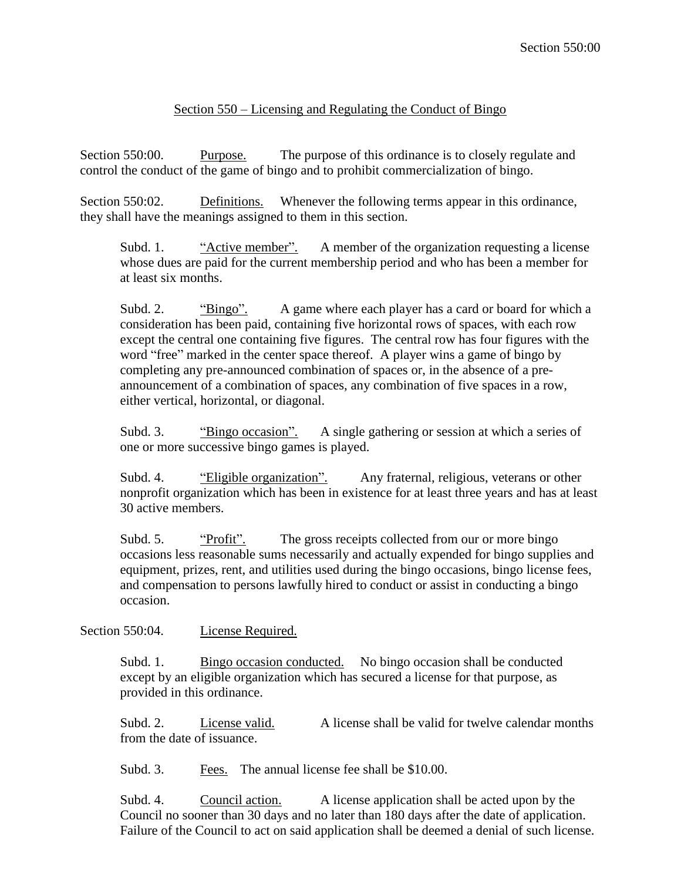# Section 550 – Licensing and Regulating the Conduct of Bingo

Section 550:00. Purpose. The purpose of this ordinance is to closely regulate and control the conduct of the game of bingo and to prohibit commercialization of bingo.

Section 550:02. Definitions. Whenever the following terms appear in this ordinance, they shall have the meanings assigned to them in this section.

Subd. 1. "Active member". A member of the organization requesting a license whose dues are paid for the current membership period and who has been a member for at least six months.

Subd. 2. "Bingo". A game where each player has a card or board for which a consideration has been paid, containing five horizontal rows of spaces, with each row except the central one containing five figures. The central row has four figures with the word "free" marked in the center space thereof. A player wins a game of bingo by completing any pre-announced combination of spaces or, in the absence of a pre-announcement of a combination of spaces, any combination of five spaces in a row, either vertical, horizontal, or diagonal.

Subd. 3. "Bingo occasion". A single gathering or session at which a series of one or more successive bingo games is played.

Subd. 4. "Eligible organization". Any fraternal, religious, veterans or other nonprofit organization which has been in existence for at least three years and has at least 30 active members.

Subd. 5. "Profit". The gross receipts collected from our or more bingo occasions less reasonable sums necessarily and actually expended for bingo supplies and equipment, prizes, rent, and utilities used during the bingo occasions, bingo license fees, and compensation to persons lawfully hired to conduct or assist in conducting a bingo occasion.

Section 550:04. License Required.

Subd. 1. Bingo occasion conducted. No bingo occasion shall be conducted except by an eligible organization which has secured a license for that purpose, as provided in this ordinance.

Subd. 2. License valid. A license shall be valid for twelve calendar months from the date of issuance.

Subd. 3. Fees. The annual license fee shall be $10.00.

Subd. 4. Council action. A license application shall be acted upon by the Council no sooner than 30 days and no later than 180 days after the date of application. Failure of the Council to act on said application shall be deemed a denial of such license.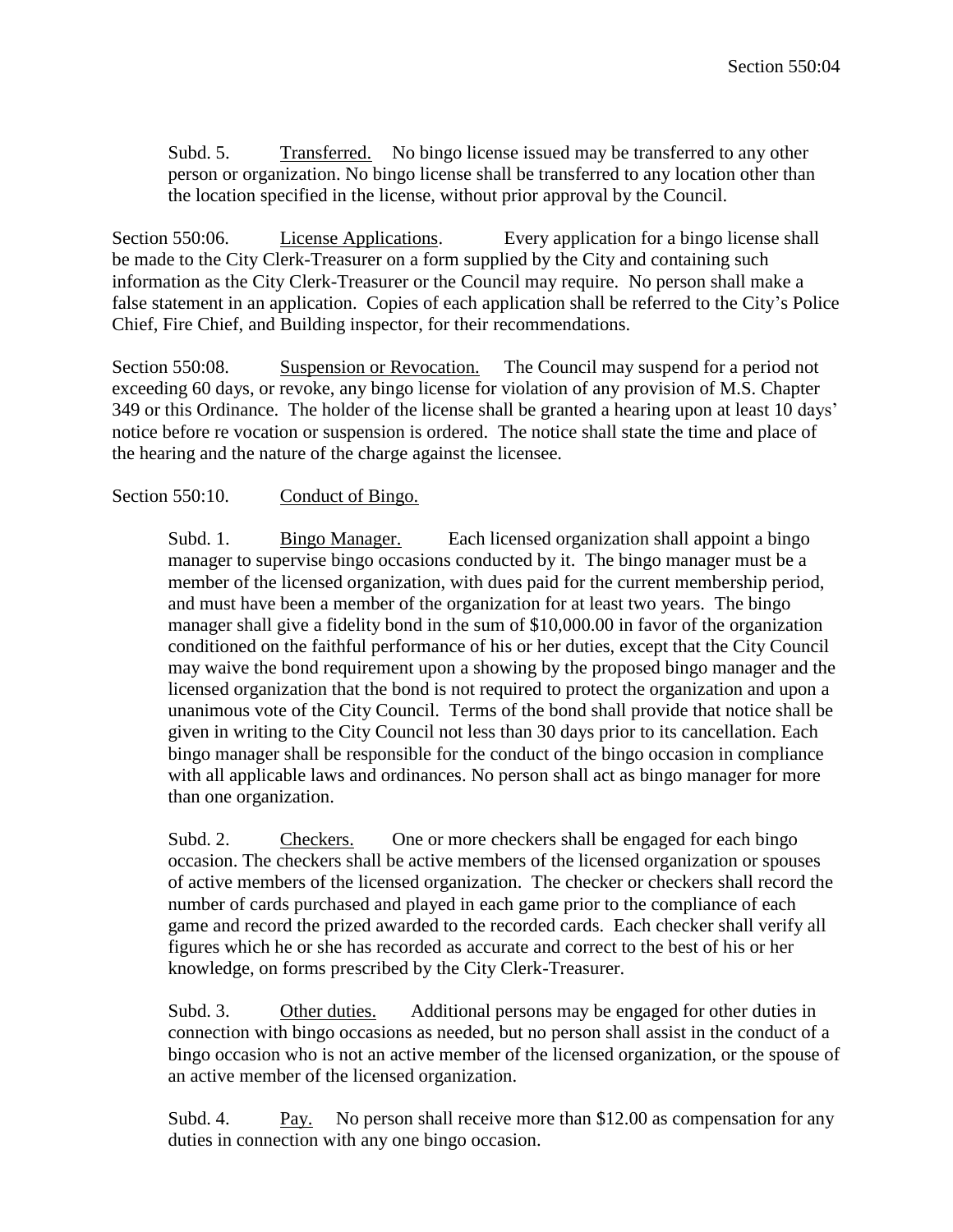Subd. 5. <u>Transferred.</u> No bingo license issued may be transferred to any other person or organization. No bingo license shall be transferred to any location other than the location specified in the license, without prior approval by the Council.

Section 550:06. <u>License Applications</u>. Every application for a bingo license shall be made to the City Clerk-Treasurer on a form supplied by the City and containing such information as the City Clerk-Treasurer or the Council may require. No person shall make a false statement in an application. Copies of each application shall be referred to the City's Police Chief, Fire Chief, and Building inspector, for their recommendations.

Section 550:08. <u>Suspension or Revocation.</u> The Council may suspend for a period not exceeding 60 days, or revoke, any bingo license for violation of any provision of M.S. Chapter 349 or this Ordinance. The holder of the license shall be granted a hearing upon at least 10 days' notice before re vocation or suspension is ordered. The notice shall state the time and place of the hearing and the nature of the charge against the licensee.

Section 550:10. <u>Conduct of Bingo.</u>

Subd. 1. <u>Bingo Manager.</u> Each licensed organization shall appoint a bingo manager to supervise bingo occasions conducted by it. The bingo manager must be a member of the licensed organization, with dues paid for the current membership period, and must have been a member of the organization for at least two years. The bingo manager shall give a fidelity bond in the sum of $10,000.00 in favor of the organization conditioned on the faithful performance of his or her duties, except that the City Council may waive the bond requirement upon a showing by the proposed bingo manager and the licensed organization that the bond is not required to protect the organization and upon a unanimous vote of the City Council. Terms of the bond shall provide that notice shall be given in writing to the City Council not less than 30 days prior to its cancellation. Each bingo manager shall be responsible for the conduct of the bingo occasion in compliance with all applicable laws and ordinances. No person shall act as bingo manager for more than one organization.

Subd. 2. <u>Checkers.</u> One or more checkers shall be engaged for each bingo occasion. The checkers shall be active members of the licensed organization or spouses of active members of the licensed organization. The checker or checkers shall record the number of cards purchased and played in each game prior to the compliance of each game and record the prized awarded to the recorded cards. Each checker shall verify all figures which he or she has recorded as accurate and correct to the best of his or her knowledge, on forms prescribed by the City Clerk-Treasurer.

Subd. 3. <u>Other duties.</u> Additional persons may be engaged for other duties in connection with bingo occasions as needed, but no person shall assist in the conduct of a bingo occasion who is not an active member of the licensed organization, or the spouse of an active member of the licensed organization.

Subd. 4. <u>Pay.</u> No person shall receive more than $12.00 as compensation for any duties in connection with any one bingo occasion.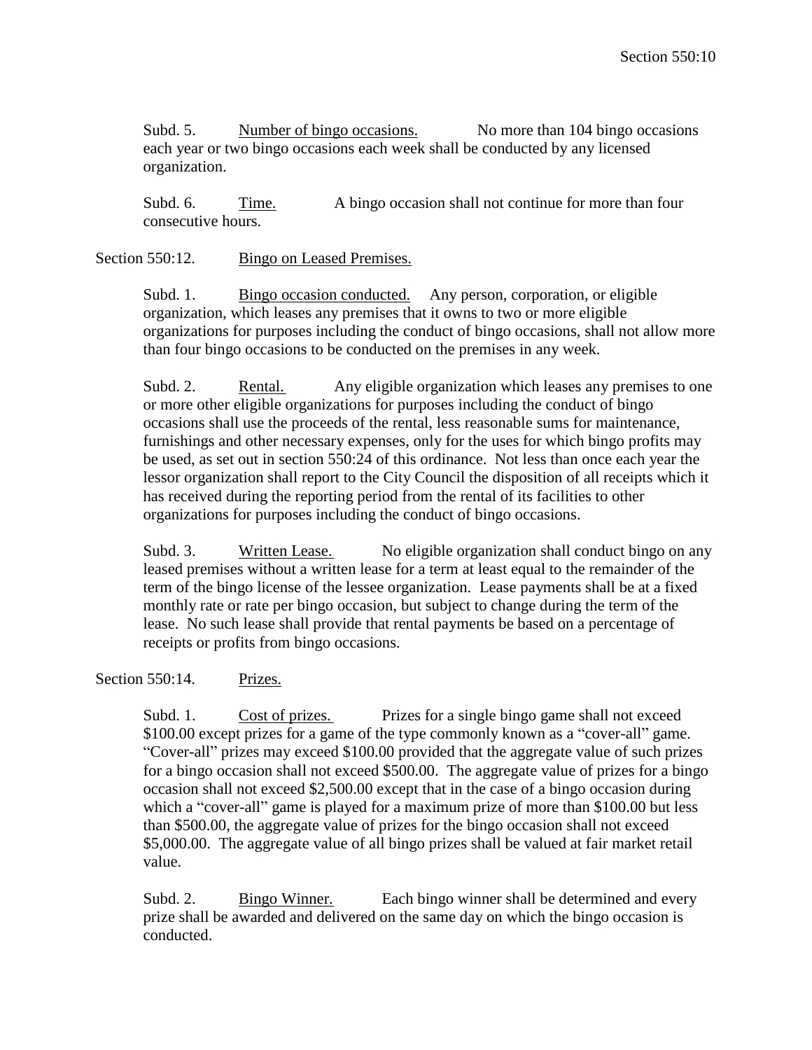Subd. 5. Number of bingo occasions. No more than 104 bingo occasions each year or two bingo occasions each week shall be conducted by any licensed organization.

Subd. 6. Time. A bingo occasion shall not continue for more than four consecutive hours.

## Section 550:12. Bingo on Leased Premises.

Subd. 1. Bingo occasion conducted. Any person, corporation, or eligible organization, which leases any premises that it owns to two or more eligible organizations for purposes including the conduct of bingo occasions, shall not allow more than four bingo occasions to be conducted on the premises in any week.

Subd. 2. Rental. Any eligible organization which leases any premises to one or more other eligible organizations for purposes including the conduct of bingo occasions shall use the proceeds of the rental, less reasonable sums for maintenance, furnishings and other necessary expenses, only for the uses for which bingo profits may be used, as set out in section 550:24 of this ordinance. Not less than once each year the lessor organization shall report to the City Council the disposition of all receipts which it has received during the reporting period from the rental of its facilities to other organizations for purposes including the conduct of bingo occasions.

Subd. 3. Written Lease. No eligible organization shall conduct bingo on any leased premises without a written lease for a term at least equal to the remainder of the term of the bingo license of the lessee organization. Lease payments shall be at a fixed monthly rate or rate per bingo occasion, but subject to change during the term of the lease. No such lease shall provide that rental payments be based on a percentage of receipts or profits from bingo occasions.

## Section 550:14. Prizes.

Subd. 1. Cost of prizes. Prizes for a single bingo game shall not exceed $100.00 except prizes for a game of the type commonly known as a "cover-all" game. "Cover-all" prizes may exceed $100.00 provided that the aggregate value of such prizes for a bingo occasion shall not exceed $500.00. The aggregate value of prizes for a bingo occasion shall not exceed $2,500.00 except that in the case of a bingo occasion during which a "cover-all" game is played for a maximum prize of more than $100.00 but less than $500.00, the aggregate value of prizes for the bingo occasion shall not exceed $5,000.00. The aggregate value of all bingo prizes shall be valued at fair market retail value.

Subd. 2. Bingo Winner. Each bingo winner shall be determined and every prize shall be awarded and delivered on the same day on which the bingo occasion is conducted.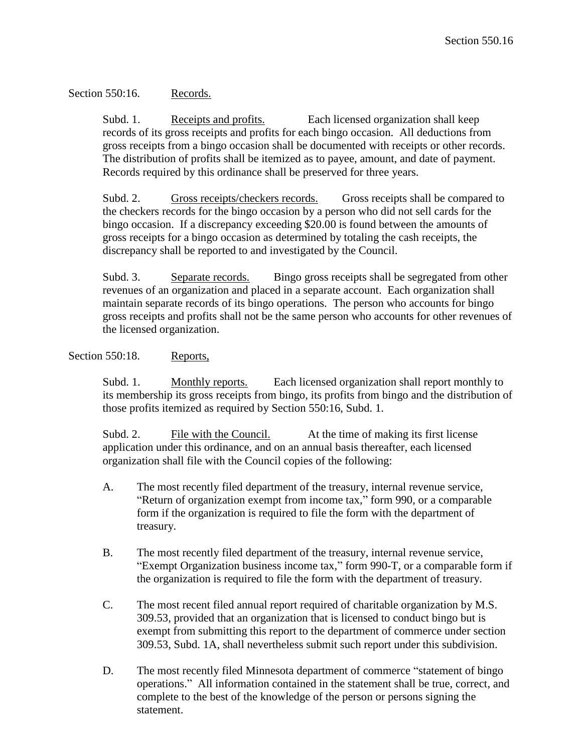Section 550:16. Records.

Subd. 1. Receipts and profits. Each licensed organization shall keep records of its gross receipts and profits for each bingo occasion. All deductions from gross receipts from a bingo occasion shall be documented with receipts or other records. The distribution of profits shall be itemized as to payee, amount, and date of payment. Records required by this ordinance shall be preserved for three years.

Subd. 2. Gross receipts/checkers records. Gross receipts shall be compared to the checkers records for the bingo occasion by a person who did not sell cards for the bingo occasion. If a discrepancy exceeding $20.00 is found between the amounts of gross receipts for a bingo occasion as determined by totaling the cash receipts, the discrepancy shall be reported to and investigated by the Council.

Subd. 3. Separate records. Bingo gross receipts shall be segregated from other revenues of an organization and placed in a separate account. Each organization shall maintain separate records of its bingo operations. The person who accounts for bingo gross receipts and profits shall not be the same person who accounts for other revenues of the licensed organization.

Section 550:18. Reports,

Subd. 1. Monthly reports. Each licensed organization shall report monthly to its membership its gross receipts from bingo, its profits from bingo and the distribution of those profits itemized as required by Section 550:16, Subd. 1.

Subd. 2. File with the Council. At the time of making its first license application under this ordinance, and on an annual basis thereafter, each licensed organization shall file with the Council copies of the following:

A. The most recently filed department of the treasury, internal revenue service, “Return of organization exempt from income tax,” form 990, or a comparable form if the organization is required to file the form with the department of treasury.

B. The most recently filed department of the treasury, internal revenue service, “Exempt Organization business income tax,” form 990-T, or a comparable form if the organization is required to file the form with the department of treasury.

C. The most recent filed annual report required of charitable organization by M.S. 309.53, provided that an organization that is licensed to conduct bingo but is exempt from submitting this report to the department of commerce under section 309.53, Subd. 1A, shall nevertheless submit such report under this subdivision.

D. The most recently filed Minnesota department of commerce “statement of bingo operations.” All information contained in the statement shall be true, correct, and complete to the best of the knowledge of the person or persons signing the statement.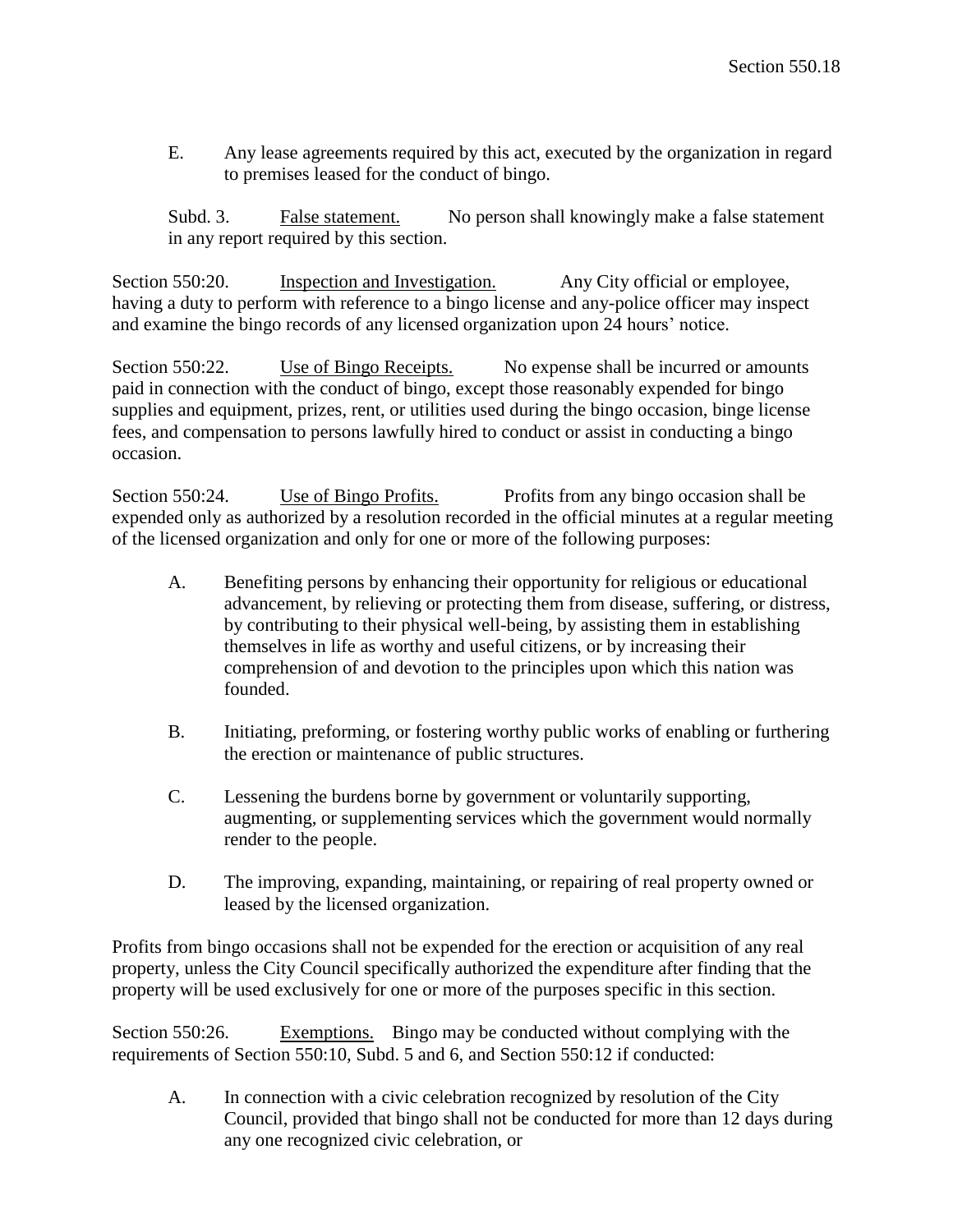E. Any lease agreements required by this act, executed by the organization in regard to premises leased for the conduct of bingo.

Subd. 3. False statement. No person shall knowingly make a false statement in any report required by this section.

Section 550:20. Inspection and Investigation. Any City official or employee, having a duty to perform with reference to a bingo license and any-police officer may inspect and examine the bingo records of any licensed organization upon 24 hours' notice.

Section 550:22. Use of Bingo Receipts. No expense shall be incurred or amounts paid in connection with the conduct of bingo, except those reasonably expended for bingo supplies and equipment, prizes, rent, or utilities used during the bingo occasion, binge license fees, and compensation to persons lawfully hired to conduct or assist in conducting a bingo occasion.

Section 550:24. Use of Bingo Profits. Profits from any bingo occasion shall be expended only as authorized by a resolution recorded in the official minutes at a regular meeting of the licensed organization and only for one or more of the following purposes:

A. Benefiting persons by enhancing their opportunity for religious or educational advancement, by relieving or protecting them from disease, suffering, or distress, by contributing to their physical well-being, by assisting them in establishing themselves in life as worthy and useful citizens, or by increasing their comprehension of and devotion to the principles upon which this nation was founded.

B. Initiating, preforming, or fostering worthy public works of enabling or furthering the erection or maintenance of public structures.

C. Lessening the burdens borne by government or voluntarily supporting, augmenting, or supplementing services which the government would normally render to the people.

D. The improving, expanding, maintaining, or repairing of real property owned or leased by the licensed organization.

Profits from bingo occasions shall not be expended for the erection or acquisition of any real property, unless the City Council specifically authorized the expenditure after finding that the property will be used exclusively for one or more of the purposes specific in this section.

Section 550:26. Exemptions. Bingo may be conducted without complying with the requirements of Section 550:10, Subd. 5 and 6, and Section 550:12 if conducted:

A. In connection with a civic celebration recognized by resolution of the City Council, provided that bingo shall not be conducted for more than 12 days during any one recognized civic celebration, or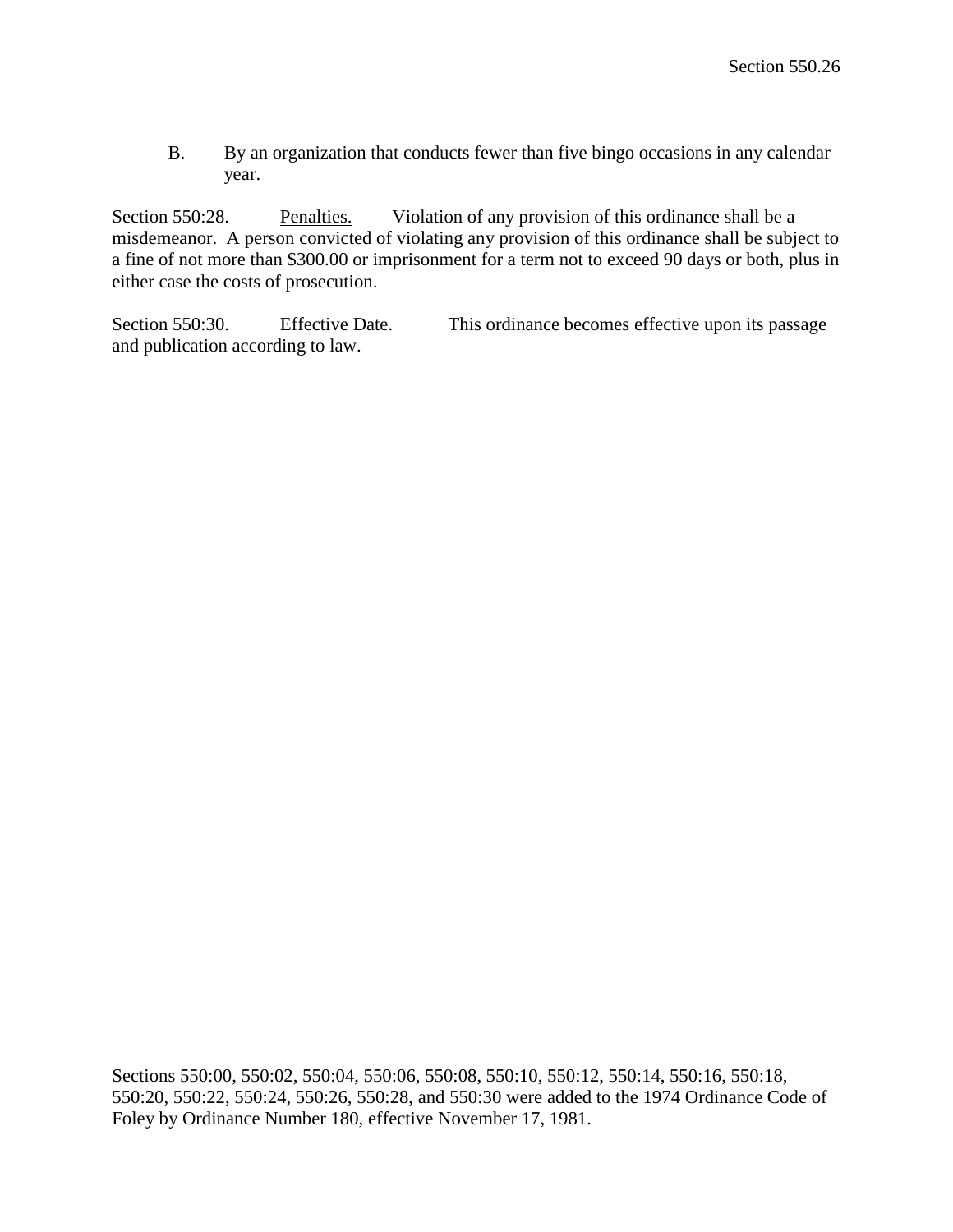B. By an organization that conducts fewer than five bingo occasions in any calendar year.

Section 550:28. Penalties. Violation of any provision of this ordinance shall be a misdemeanor. A person convicted of violating any provision of this ordinance shall be subject to a fine of not more than $300.00 or imprisonment for a term not to exceed 90 days or both, plus in either case the costs of prosecution.

Section 550:30. Effective Date. This ordinance becomes effective upon its passage and publication according to law.

Sections 550:00, 550:02, 550:04, 550:06, 550:08, 550:10, 550:12, 550:14, 550:16, 550:18, 550:20, 550:22, 550:24, 550:26, 550:28, and 550:30 were added to the 1974 Ordinance Code of Foley by Ordinance Number 180, effective November 17, 1981.